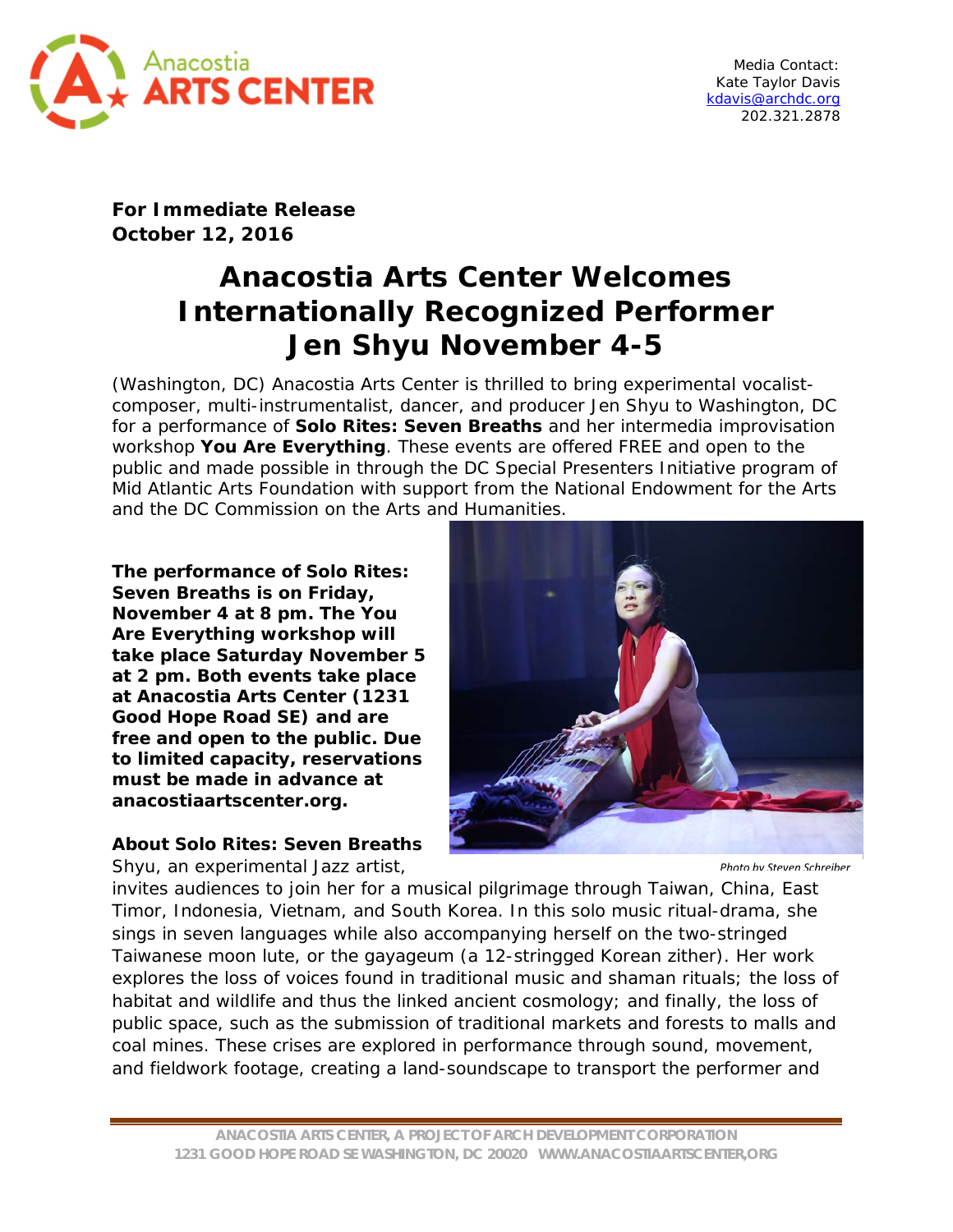Media Contact:
Kate Taylor Davis
kdavis@archdc.org
202.321.2878

**For Immediate Release**
**October 12, 2016**

# Anacostia Arts Center Welcomes Internationally Recognized Performer Jen Shyu November 4-5

(Washington, DC) Anacostia Arts Center is thrilled to bring experimental vocalist-composer, multi-instrumentalist, dancer, and producer Jen Shyu to Washington, DC for a performance of **Solo Rites: Seven Breaths** and her intermedia improvisation workshop **You Are Everything**. These events are offered FREE and open to the public and made possible in through the DC Special Presenters Initiative program of Mid Atlantic Arts Foundation with support from the National Endowment for the Arts and the DC Commission on the Arts and Humanities.

**The performance of Solo Rites: Seven Breaths is on Friday, November 4 at 8 pm. The You Are Everything workshop will take place Saturday November 5 at 2 pm. Both events take place at Anacostia Arts Center (1231 Good Hope Road SE) and are free and open to the public. Due to limited capacity, reservations must be made in advance at anacostiaartscenter.org.**

Photo by Steven Schreiber

**About Solo Rites: Seven Breaths**

Shyu, an experimental Jazz artist, invites audiences to join her for a musical pilgrimage through Taiwan, China, East Timor, Indonesia, Vietnam, and South Korea. In this solo music ritual-drama, she sings in seven languages while also accompanying herself on the two-stringed Taiwanese moon lute, or the gayageum (a 12-stringged Korean zither). Her work explores the loss of voices found in traditional music and shaman rituals; the loss of habitat and wildlife and thus the linked ancient cosmology; and finally, the loss of public space, such as the submission of traditional markets and forests to malls and coal mines. These crises are explored in performance through sound, movement, and fieldwork footage, creating a land-soundscape to transport the performer and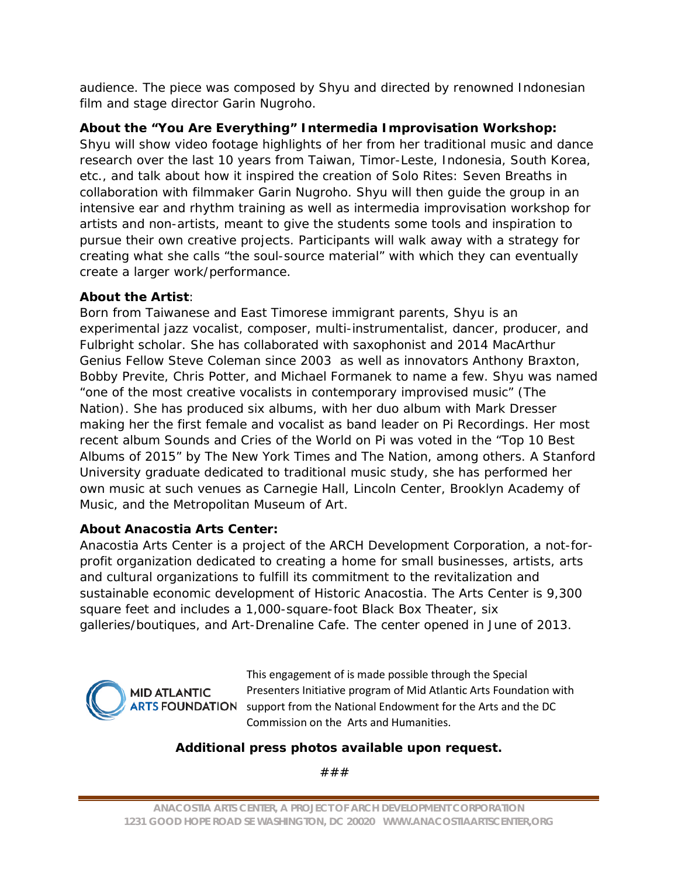audience. The piece was composed by Shyu and directed by renowned Indonesian film and stage director Garin Nugroho.

**About the "You Are Everything" Intermedia Improvisation Workshop:**

Shyu will show video footage highlights of her from her traditional music and dance research over the last 10 years from Taiwan, Timor-Leste, Indonesia, South Korea, etc., and talk about how it inspired the creation of Solo Rites: Seven Breaths in collaboration with filmmaker Garin Nugroho. Shyu will then guide the group in an intensive ear and rhythm training as well as intermedia improvisation workshop for artists and non-artists, meant to give the students some tools and inspiration to pursue their own creative projects. Participants will walk away with a strategy for creating what she calls "the soul-source material" with which they can eventually create a larger work/performance.

**About the Artist**:

Born from Taiwanese and East Timorese immigrant parents, Shyu is an experimental jazz vocalist, composer, multi-instrumentalist, dancer, producer, and Fulbright scholar. She has collaborated with saxophonist and 2014 MacArthur Genius Fellow Steve Coleman since 2003 as well as innovators Anthony Braxton, Bobby Previte, Chris Potter, and Michael Formanek to name a few. Shyu was named "one of the most creative vocalists in contemporary improvised music" (The Nation). She has produced six albums, with her duo album with Mark Dresser making her the first female and vocalist as band leader on Pi Recordings. Her most recent album Sounds and Cries of the World on Pi was voted in the "Top 10 Best Albums of 2015" by The New York Times and The Nation, among others. A Stanford University graduate dedicated to traditional music study, she has performed her own music at such venues as Carnegie Hall, Lincoln Center, Brooklyn Academy of Music, and the Metropolitan Museum of Art.

**About Anacostia Arts Center:**

Anacostia Arts Center is a project of the ARCH Development Corporation, a not-for-profit organization dedicated to creating a home for small businesses, artists, arts and cultural organizations to fulfill its commitment to the revitalization and sustainable economic development of Historic Anacostia. The Arts Center is 9,300 square feet and includes a 1,000-square-foot Black Box Theater, six galleries/boutiques, and Art-Drenaline Cafe. The center opened in June of 2013.

MID ATLANTIC ARTS FOUNDATION

This engagement of is made possible through the Special Presenters Initiative program of Mid Atlantic Arts Foundation with support from the National Endowment for the Arts and the DC Commission on the Arts and Humanities.

**Additional press photos available upon request.**

###

ANACOSTIA ARTS CENTER, A PROJECT OF ARCH DEVELOPMENT CORPORATION
1231 GOOD HOPE ROAD SE WASHINGTON, DC 20020 WWW.ANACOSTIAARTSCENTER,ORG